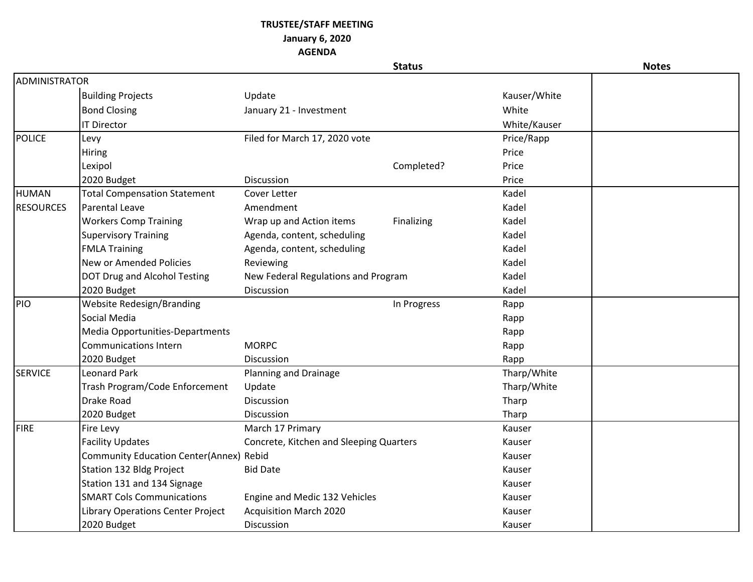**TRUSTEE/STAFF MEETING**
**January 6, 2020**
**AGENDA**

| | | Status | | | Notes |
|---|---|---|---|---|---|
| ADMINISTRATOR | | | | | |
| | Building Projects | Update | | Kauser/White | |
| | Bond Closing | January 21 - Investment | | White | |
| | IT Director | | | White/Kauser | |
| POLICE | Levy | Filed for March 17, 2020 vote | | Price/Rapp | |
| | Hiring | | | Price | |
| | Lexipol | | Completed? | Price | |
| | 2020 Budget | Discussion | | Price | |
| HUMAN RESOURCES | Total Compensation Statement | Cover Letter | | Kadel | |
| | Parental Leave | Amendment | | Kadel | |
| | Workers Comp Training | Wrap up and Action items | Finalizing | Kadel | |
| | Supervisory Training | Agenda, content, scheduling | | Kadel | |
| | FMLA Training | Agenda, content, scheduling | | Kadel | |
| | New or Amended Policies | Reviewing | | Kadel | |
| | DOT Drug and Alcohol Testing | New Federal Regulations and Program | | Kadel | |
| | 2020 Budget | Discussion | | Kadel | |
| PIO | Website Redesign/Branding | | In Progress | Rapp | |
| | Social Media | | | Rapp | |
| | Media Opportunities-Departments | | | Rapp | |
| | Communications Intern | MORPC | | Rapp | |
| | 2020 Budget | Discussion | | Rapp | |
| SERVICE | Leonard Park | Planning and Drainage | | Tharp/White | |
| | Trash Program/Code Enforcement | Update | | Tharp/White | |
| | Drake Road | Discussion | | Tharp | |
| | 2020 Budget | Discussion | | Tharp | |
| FIRE | Fire Levy | March 17 Primary | | Kauser | |
| | Facility Updates | Concrete, Kitchen and Sleeping Quarters | | Kauser | |
| | Community Education Center(Annex) | Rebid | | Kauser | |
| | Station 132 Bldg Project | Bid Date | | Kauser | |
| | Station 131 and 134 Signage | | | Kauser | |
| | SMART Cols Communications | Engine and Medic 132 Vehicles | | Kauser | |
| | Library Operations Center Project | Acquisition March 2020 | | Kauser | |
| | 2020 Budget | Discussion | | Kauser | |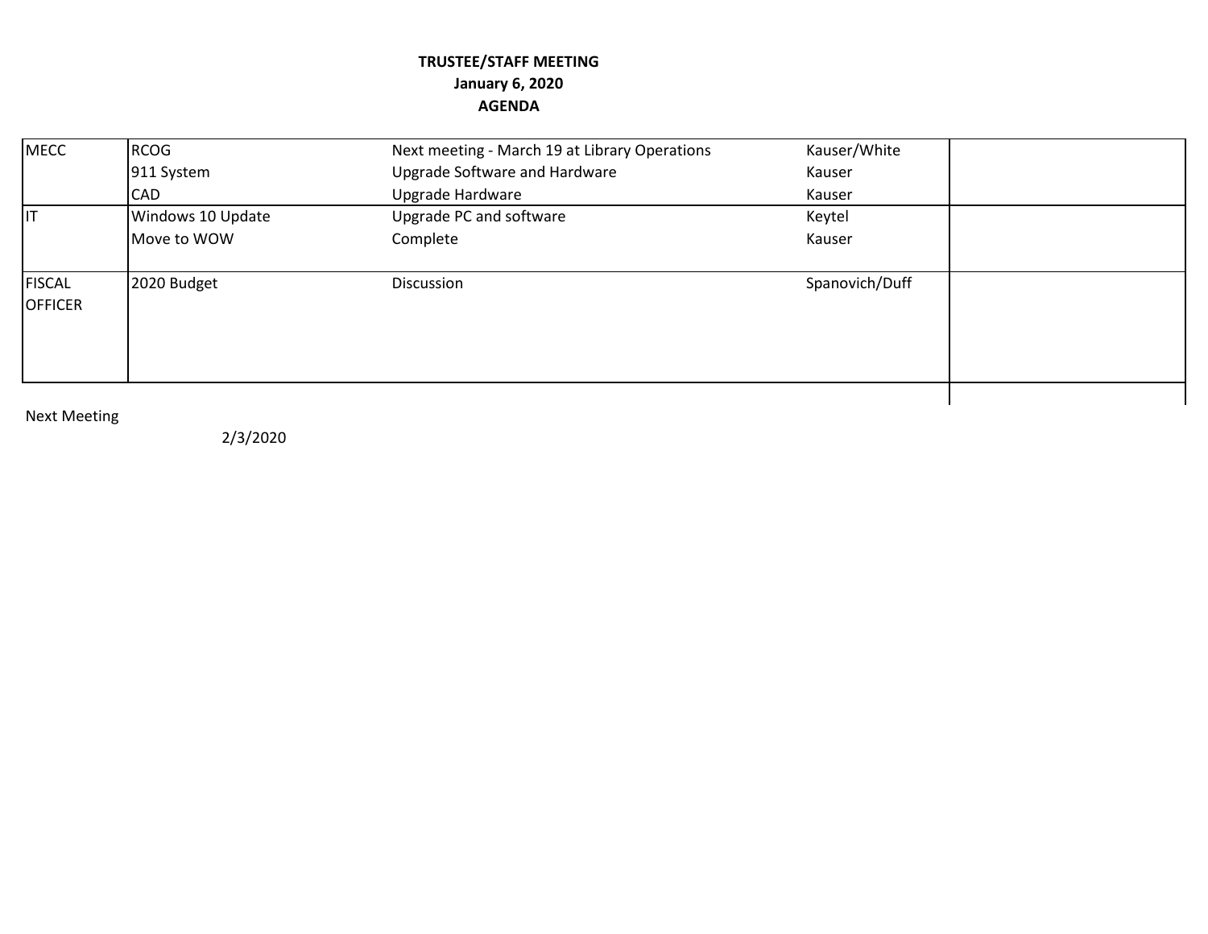**TRUSTEE/STAFF MEETING**
**January 6, 2020**
**AGENDA**

| | | | | |
|---|---|---|---|---|
| MECC | RCOG | Next meeting - March 19 at Library Operations | Kauser/White | |
| | 911 System | Upgrade Software and Hardware | Kauser | |
| | CAD | Upgrade Hardware | Kauser | |
| IT | Windows 10 Update | Upgrade PC and software | Keytel | |
| | Move to WOW | Complete | Kauser | |
| FISCAL OFFICER | 2020 Budget | Discussion | Spanovich/Duff | |

Next Meeting

2/3/2020